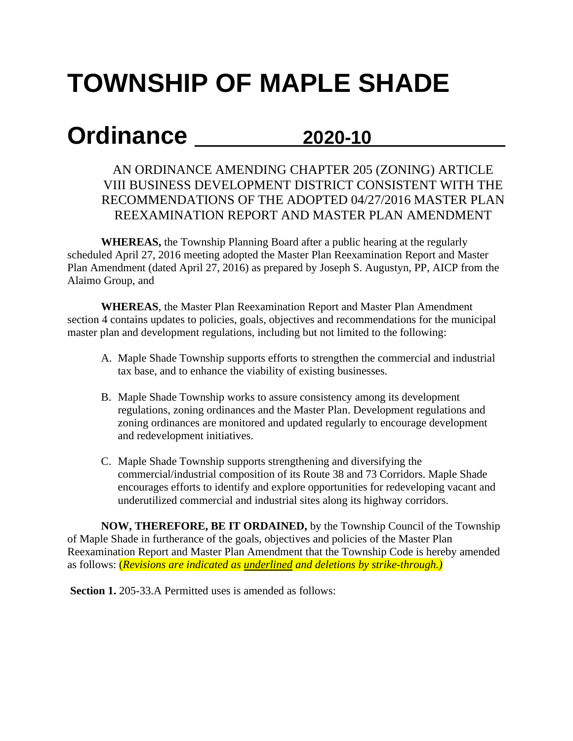# TOWNSHIP OF MAPLE SHADE

# Ordinance 2020-10

AN ORDINANCE AMENDING CHAPTER 205 (ZONING) ARTICLE VIII BUSINESS DEVELOPMENT DISTRICT CONSISTENT WITH THE RECOMMENDATIONS OF THE ADOPTED 04/27/2016 MASTER PLAN REEXAMINATION REPORT AND MASTER PLAN AMENDMENT

**WHEREAS,** the Township Planning Board after a public hearing at the regularly scheduled April 27, 2016 meeting adopted the Master Plan Reexamination Report and Master Plan Amendment (dated April 27, 2016) as prepared by Joseph S. Augustyn, PP, AICP from the Alaimo Group, and

**WHEREAS**, the Master Plan Reexamination Report and Master Plan Amendment section 4 contains updates to policies, goals, objectives and recommendations for the municipal master plan and development regulations, including but not limited to the following:

A. Maple Shade Township supports efforts to strengthen the commercial and industrial tax base, and to enhance the viability of existing businesses.

B. Maple Shade Township works to assure consistency among its development regulations, zoning ordinances and the Master Plan. Development regulations and zoning ordinances are monitored and updated regularly to encourage development and redevelopment initiatives.

C. Maple Shade Township supports strengthening and diversifying the commercial/industrial composition of its Route 38 and 73 Corridors. Maple Shade encourages efforts to identify and explore opportunities for redeveloping vacant and underutilized commercial and industrial sites along its highway corridors.

**NOW, THEREFORE, BE IT ORDAINED,** by the Township Council of the Township of Maple Shade in furtherance of the goals, objectives and policies of the Master Plan Reexamination Report and Master Plan Amendment that the Township Code is hereby amended as follows: (*Revisions are indicated as <u>underlined</u> and deletions by strike-through.)*

**Section 1.** 205-33.A Permitted uses is amended as follows: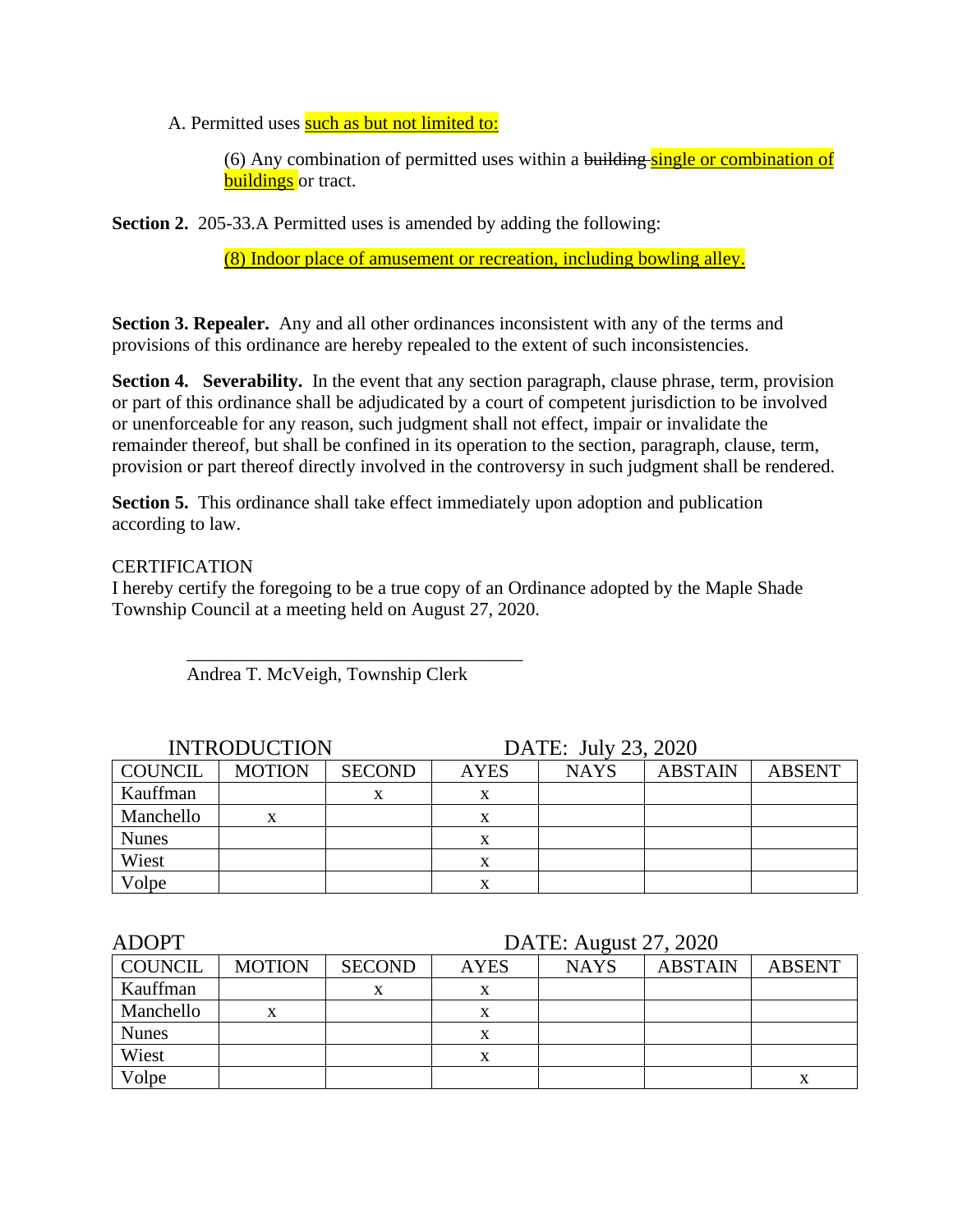A. Permitted uses such as but not limited to:

(6) Any combination of permitted uses within a ~~building~~ single or combination of buildings or tract.

**Section 2.** 205-33.A Permitted uses is amended by adding the following:

(8) Indoor place of amusement or recreation, including bowling alley.

**Section 3. Repealer.** Any and all other ordinances inconsistent with any of the terms and provisions of this ordinance are hereby repealed to the extent of such inconsistencies.

**Section 4. Severability.** In the event that any section paragraph, clause phrase, term, provision or part of this ordinance shall be adjudicated by a court of competent jurisdiction to be involved or unenforceable for any reason, such judgment shall not effect, impair or invalidate the remainder thereof, but shall be confined in its operation to the section, paragraph, clause, term, provision or part thereof directly involved in the controversy in such judgment shall be rendered.

**Section 5.** This ordinance shall take effect immediately upon adoption and publication according to law.

CERTIFICATION
I hereby certify the foregoing to be a true copy of an Ordinance adopted by the Maple Shade Township Council at a meeting held on August 27, 2020.

\_\_\_\_\_\_\_\_\_\_\_\_\_\_\_\_\_\_\_\_\_\_\_\_\_\_\_\_\_\_\_\_\_\_\_\_\_\_
Andrea T. McVeigh, Township Clerk

INTRODUCTION DATE: July 23, 2020

| COUNCIL | MOTION | SECOND | AYES | NAYS | ABSTAIN | ABSENT |
|---|---|---|---|---|---|---|
| Kauffman | | x | x | | | |
| Manchello | x | | x | | | |
| Nunes | | | x | | | |
| Wiest | | | x | | | |
| Volpe | | | x | | | |

ADOPT DATE: August 27, 2020

| COUNCIL | MOTION | SECOND | AYES | NAYS | ABSTAIN | ABSENT |
|---|---|---|---|---|---|---|
| Kauffman | | x | x | | | |
| Manchello | x | | x | | | |
| Nunes | | | x | | | |
| Wiest | | | x | | | |
| Volpe | | | | | | x |